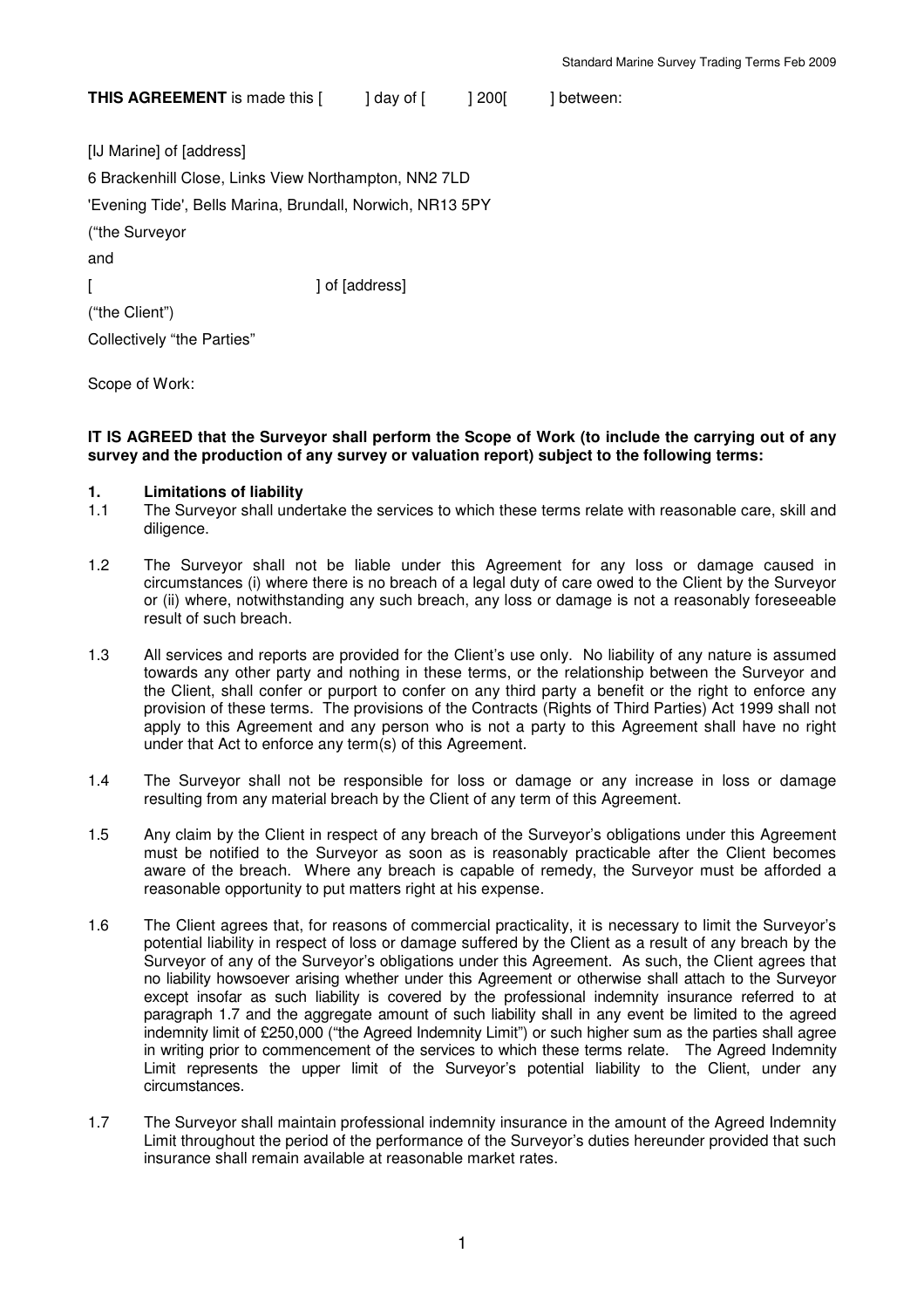**THIS AGREEMENT** is made this [ ] day of [ ] 200[ ] between:

[IJ Marine] of [address]

6 Brackenhill Close, Links View Northampton, NN2 7LD

'Evening Tide', Bells Marina, Brundall, Norwich, NR13 5PY

("the Surveyor

and

[ ] of [address]

("the Client")

Collectively "the Parties"

Scope of Work:

**IT IS AGREED that the Surveyor shall perform the Scope of Work (to include the carrying out of any survey and the production of any survey or valuation report) subject to the following terms:**

**1. Limitations of liability**

1.1 The Surveyor shall undertake the services to which these terms relate with reasonable care, skill and diligence.

1.2 The Surveyor shall not be liable under this Agreement for any loss or damage caused in circumstances (i) where there is no breach of a legal duty of care owed to the Client by the Surveyor or (ii) where, notwithstanding any such breach, any loss or damage is not a reasonably foreseeable result of such breach.

1.3 All services and reports are provided for the Client's use only. No liability of any nature is assumed towards any other party and nothing in these terms, or the relationship between the Surveyor and the Client, shall confer or purport to confer on any third party a benefit or the right to enforce any provision of these terms. The provisions of the Contracts (Rights of Third Parties) Act 1999 shall not apply to this Agreement and any person who is not a party to this Agreement shall have no right under that Act to enforce any term(s) of this Agreement.

1.4 The Surveyor shall not be responsible for loss or damage or any increase in loss or damage resulting from any material breach by the Client of any term of this Agreement.

1.5 Any claim by the Client in respect of any breach of the Surveyor's obligations under this Agreement must be notified to the Surveyor as soon as is reasonably practicable after the Client becomes aware of the breach. Where any breach is capable of remedy, the Surveyor must be afforded a reasonable opportunity to put matters right at his expense.

1.6 The Client agrees that, for reasons of commercial practicality, it is necessary to limit the Surveyor's potential liability in respect of loss or damage suffered by the Client as a result of any breach by the Surveyor of any of the Surveyor's obligations under this Agreement. As such, the Client agrees that no liability howsoever arising whether under this Agreement or otherwise shall attach to the Surveyor except insofar as such liability is covered by the professional indemnity insurance referred to at paragraph 1.7 and the aggregate amount of such liability shall in any event be limited to the agreed indemnity limit of £250,000 ("the Agreed Indemnity Limit") or such higher sum as the parties shall agree in writing prior to commencement of the services to which these terms relate. The Agreed Indemnity Limit represents the upper limit of the Surveyor's potential liability to the Client, under any circumstances.

1.7 The Surveyor shall maintain professional indemnity insurance in the amount of the Agreed Indemnity Limit throughout the period of the performance of the Surveyor's duties hereunder provided that such insurance shall remain available at reasonable market rates.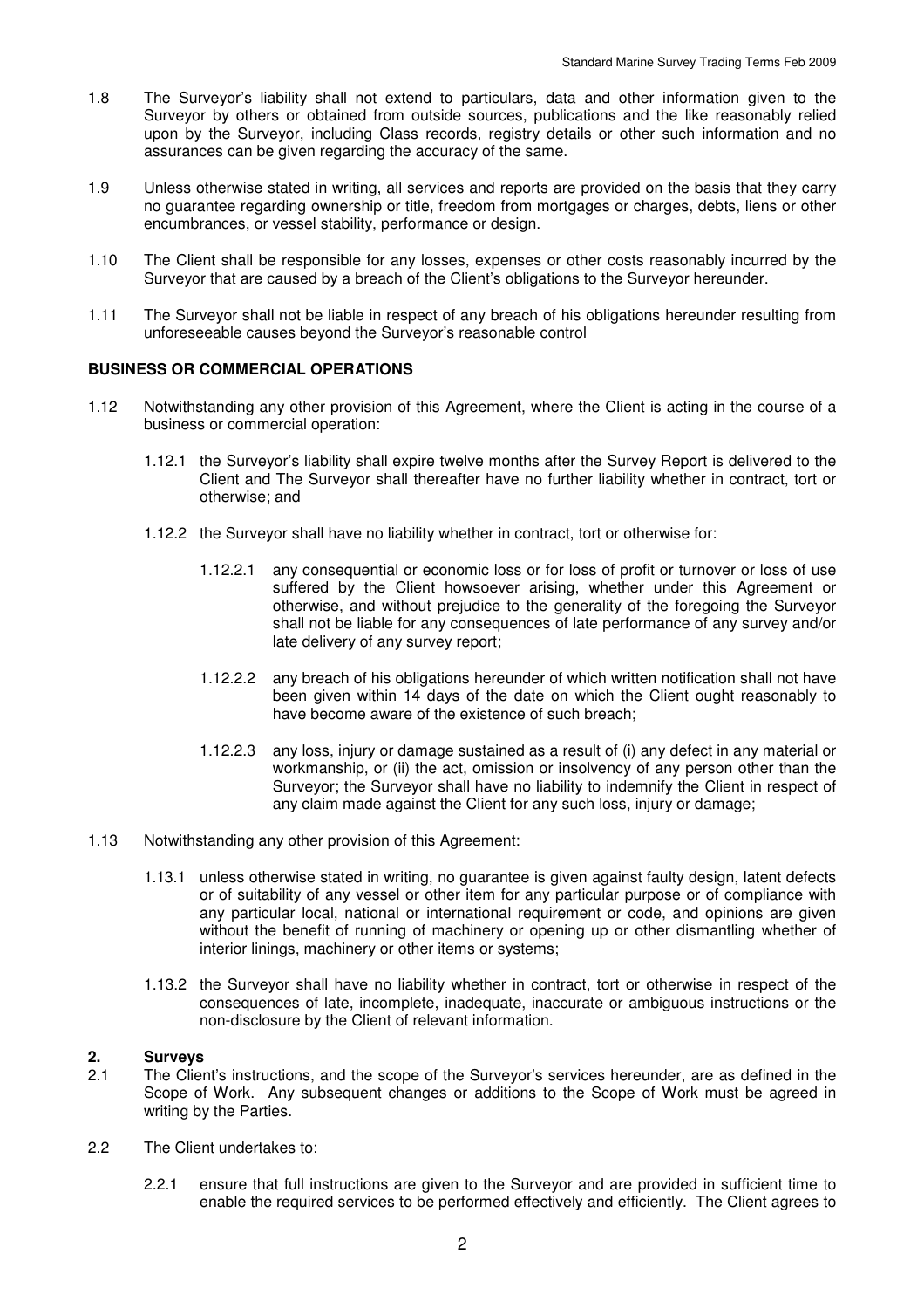1.8 The Surveyor's liability shall not extend to particulars, data and other information given to the Surveyor by others or obtained from outside sources, publications and the like reasonably relied upon by the Surveyor, including Class records, registry details or other such information and no assurances can be given regarding the accuracy of the same.

1.9 Unless otherwise stated in writing, all services and reports are provided on the basis that they carry no guarantee regarding ownership or title, freedom from mortgages or charges, debts, liens or other encumbrances, or vessel stability, performance or design.

1.10 The Client shall be responsible for any losses, expenses or other costs reasonably incurred by the Surveyor that are caused by a breach of the Client's obligations to the Surveyor hereunder.

1.11 The Surveyor shall not be liable in respect of any breach of his obligations hereunder resulting from unforeseeable causes beyond the Surveyor's reasonable control

**BUSINESS OR COMMERCIAL OPERATIONS**

1.12 Notwithstanding any other provision of this Agreement, where the Client is acting in the course of a business or commercial operation:

1.12.1 the Surveyor's liability shall expire twelve months after the Survey Report is delivered to the Client and The Surveyor shall thereafter have no further liability whether in contract, tort or otherwise; and

1.12.2 the Surveyor shall have no liability whether in contract, tort or otherwise for:

1.12.2.1 any consequential or economic loss or for loss of profit or turnover or loss of use suffered by the Client howsoever arising, whether under this Agreement or otherwise, and without prejudice to the generality of the foregoing the Surveyor shall not be liable for any consequences of late performance of any survey and/or late delivery of any survey report;

1.12.2.2 any breach of his obligations hereunder of which written notification shall not have been given within 14 days of the date on which the Client ought reasonably to have become aware of the existence of such breach;

1.12.2.3 any loss, injury or damage sustained as a result of (i) any defect in any material or workmanship, or (ii) the act, omission or insolvency of any person other than the Surveyor; the Surveyor shall have no liability to indemnify the Client in respect of any claim made against the Client for any such loss, injury or damage;

1.13 Notwithstanding any other provision of this Agreement:

1.13.1 unless otherwise stated in writing, no guarantee is given against faulty design, latent defects or of suitability of any vessel or other item for any particular purpose or of compliance with any particular local, national or international requirement or code, and opinions are given without the benefit of running of machinery or opening up or other dismantling whether of interior linings, machinery or other items or systems;

1.13.2 the Surveyor shall have no liability whether in contract, tort or otherwise in respect of the consequences of late, incomplete, inadequate, inaccurate or ambiguous instructions or the non-disclosure by the Client of relevant information.

## 2. Surveys

2.1 The Client's instructions, and the scope of the Surveyor's services hereunder, are as defined in the Scope of Work. Any subsequent changes or additions to the Scope of Work must be agreed in writing by the Parties.

2.2 The Client undertakes to:

2.2.1 ensure that full instructions are given to the Surveyor and are provided in sufficient time to enable the required services to be performed effectively and efficiently. The Client agrees to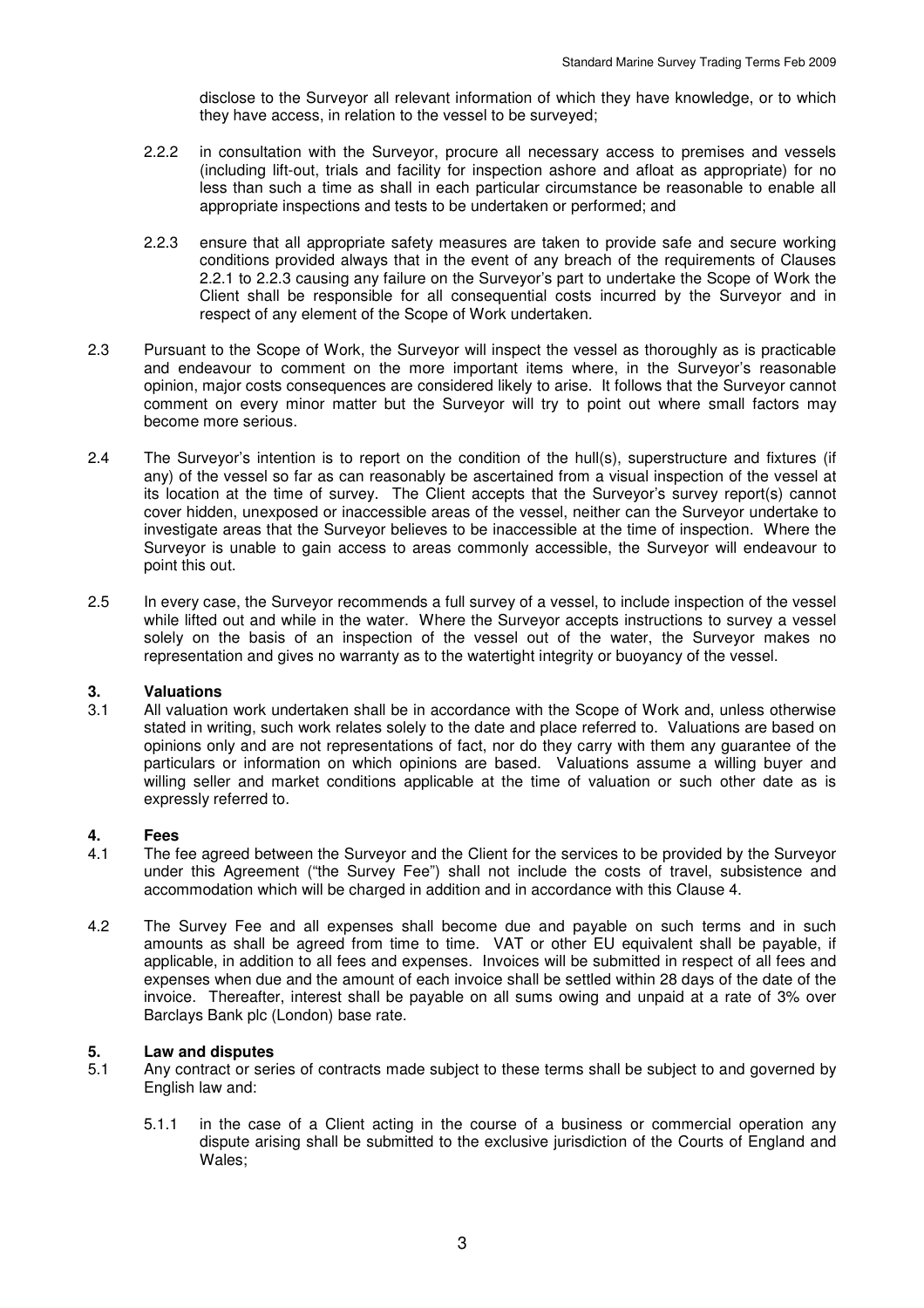disclose to the Surveyor all relevant information of which they have knowledge, or to which they have access, in relation to the vessel to be surveyed;

2.2.2 in consultation with the Surveyor, procure all necessary access to premises and vessels (including lift-out, trials and facility for inspection ashore and afloat as appropriate) for no less than such a time as shall in each particular circumstance be reasonable to enable all appropriate inspections and tests to be undertaken or performed; and

2.2.3 ensure that all appropriate safety measures are taken to provide safe and secure working conditions provided always that in the event of any breach of the requirements of Clauses 2.2.1 to 2.2.3 causing any failure on the Surveyor's part to undertake the Scope of Work the Client shall be responsible for all consequential costs incurred by the Surveyor and in respect of any element of the Scope of Work undertaken.

2.3 Pursuant to the Scope of Work, the Surveyor will inspect the vessel as thoroughly as is practicable and endeavour to comment on the more important items where, in the Surveyor's reasonable opinion, major costs consequences are considered likely to arise. It follows that the Surveyor cannot comment on every minor matter but the Surveyor will try to point out where small factors may become more serious.

2.4 The Surveyor's intention is to report on the condition of the hull(s), superstructure and fixtures (if any) of the vessel so far as can reasonably be ascertained from a visual inspection of the vessel at its location at the time of survey. The Client accepts that the Surveyor's survey report(s) cannot cover hidden, unexposed or inaccessible areas of the vessel, neither can the Surveyor undertake to investigate areas that the Surveyor believes to be inaccessible at the time of inspection. Where the Surveyor is unable to gain access to areas commonly accessible, the Surveyor will endeavour to point this out.

2.5 In every case, the Surveyor recommends a full survey of a vessel, to include inspection of the vessel while lifted out and while in the water. Where the Surveyor accepts instructions to survey a vessel solely on the basis of an inspection of the vessel out of the water, the Surveyor makes no representation and gives no warranty as to the watertight integrity or buoyancy of the vessel.

## 3. Valuations

3.1 All valuation work undertaken shall be in accordance with the Scope of Work and, unless otherwise stated in writing, such work relates solely to the date and place referred to. Valuations are based on opinions only and are not representations of fact, nor do they carry with them any guarantee of the particulars or information on which opinions are based. Valuations assume a willing buyer and willing seller and market conditions applicable at the time of valuation or such other date as is expressly referred to.

## 4. Fees

4.1 The fee agreed between the Surveyor and the Client for the services to be provided by the Surveyor under this Agreement ("the Survey Fee") shall not include the costs of travel, subsistence and accommodation which will be charged in addition and in accordance with this Clause 4.

4.2 The Survey Fee and all expenses shall become due and payable on such terms and in such amounts as shall be agreed from time to time. VAT or other EU equivalent shall be payable, if applicable, in addition to all fees and expenses. Invoices will be submitted in respect of all fees and expenses when due and the amount of each invoice shall be settled within 28 days of the date of the invoice. Thereafter, interest shall be payable on all sums owing and unpaid at a rate of 3% over Barclays Bank plc (London) base rate.

## 5. Law and disputes

5.1 Any contract or series of contracts made subject to these terms shall be subject to and governed by English law and:

5.1.1 in the case of a Client acting in the course of a business or commercial operation any dispute arising shall be submitted to the exclusive jurisdiction of the Courts of England and Wales;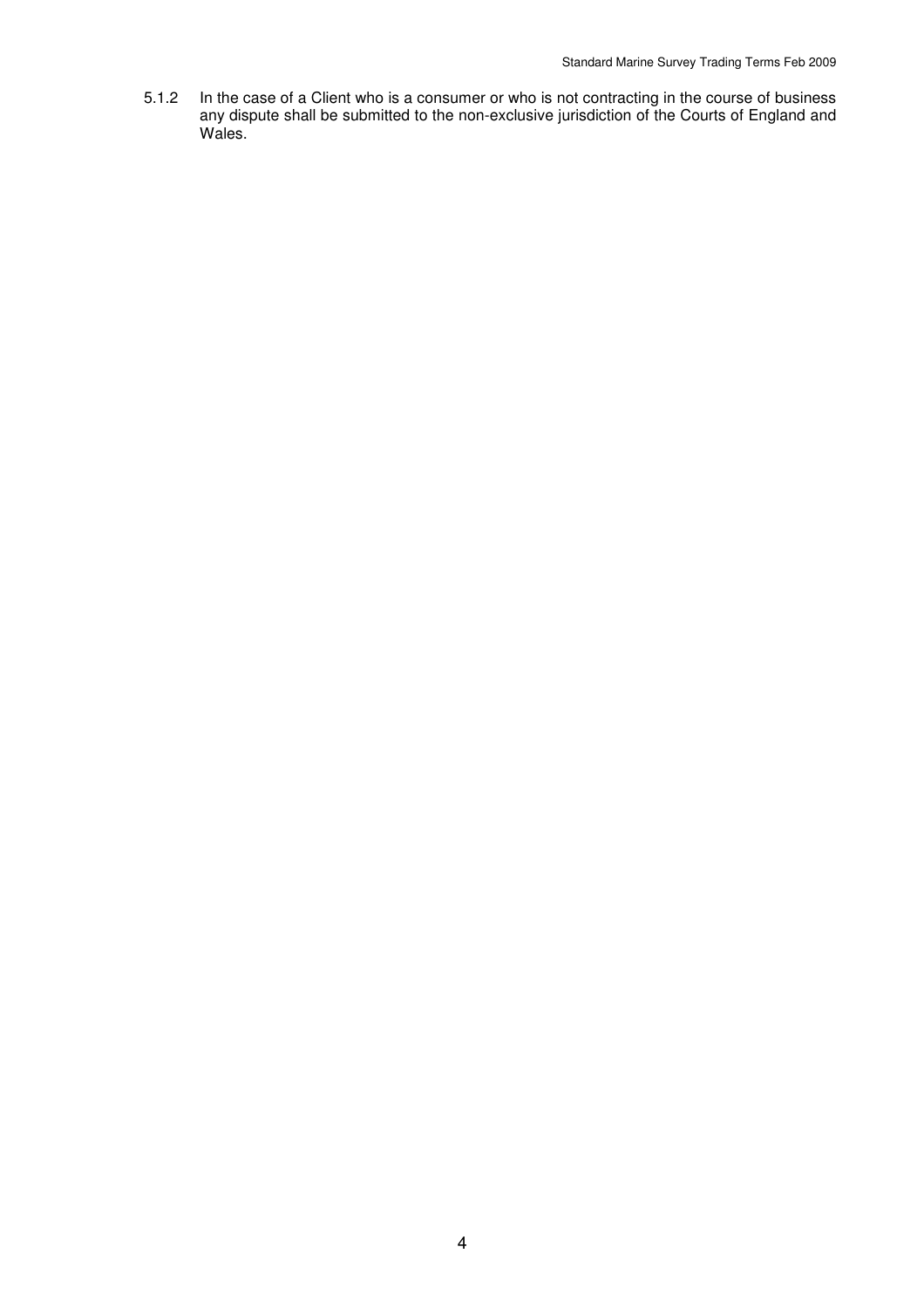5.1.2 In the case of a Client who is a consumer or who is not contracting in the course of business any dispute shall be submitted to the non-exclusive jurisdiction of the Courts of England and Wales.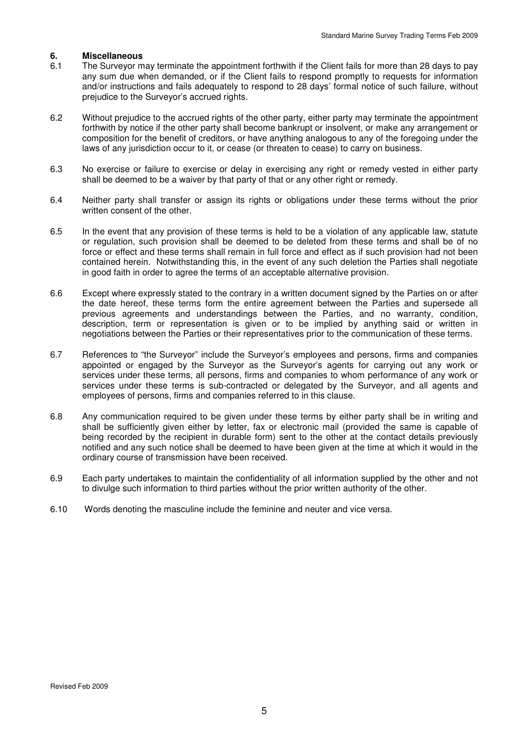## 6. Miscellaneous

6.1 The Surveyor may terminate the appointment forthwith if the Client fails for more than 28 days to pay any sum due when demanded, or if the Client fails to respond promptly to requests for information and/or instructions and fails adequately to respond to 28 days' formal notice of such failure, without prejudice to the Surveyor's accrued rights.

6.2 Without prejudice to the accrued rights of the other party, either party may terminate the appointment forthwith by notice if the other party shall become bankrupt or insolvent, or make any arrangement or composition for the benefit of creditors, or have anything analogous to any of the foregoing under the laws of any jurisdiction occur to it, or cease (or threaten to cease) to carry on business.

6.3 No exercise or failure to exercise or delay in exercising any right or remedy vested in either party shall be deemed to be a waiver by that party of that or any other right or remedy.

6.4 Neither party shall transfer or assign its rights or obligations under these terms without the prior written consent of the other.

6.5 In the event that any provision of these terms is held to be a violation of any applicable law, statute or regulation, such provision shall be deemed to be deleted from these terms and shall be of no force or effect and these terms shall remain in full force and effect as if such provision had not been contained herein. Notwithstanding this, in the event of any such deletion the Parties shall negotiate in good faith in order to agree the terms of an acceptable alternative provision.

6.6 Except where expressly stated to the contrary in a written document signed by the Parties on or after the date hereof, these terms form the entire agreement between the Parties and supersede all previous agreements and understandings between the Parties, and no warranty, condition, description, term or representation is given or to be implied by anything said or written in negotiations between the Parties or their representatives prior to the communication of these terms.

6.7 References to "the Surveyor" include the Surveyor's employees and persons, firms and companies appointed or engaged by the Surveyor as the Surveyor's agents for carrying out any work or services under these terms, all persons, firms and companies to whom performance of any work or services under these terms is sub-contracted or delegated by the Surveyor, and all agents and employees of persons, firms and companies referred to in this clause.

6.8 Any communication required to be given under these terms by either party shall be in writing and shall be sufficiently given either by letter, fax or electronic mail (provided the same is capable of being recorded by the recipient in durable form) sent to the other at the contact details previously notified and any such notice shall be deemed to have been given at the time at which it would in the ordinary course of transmission have been received.

6.9 Each party undertakes to maintain the confidentiality of all information supplied by the other and not to divulge such information to third parties without the prior written authority of the other.

6.10 Words denoting the masculine include the feminine and neuter and vice versa.